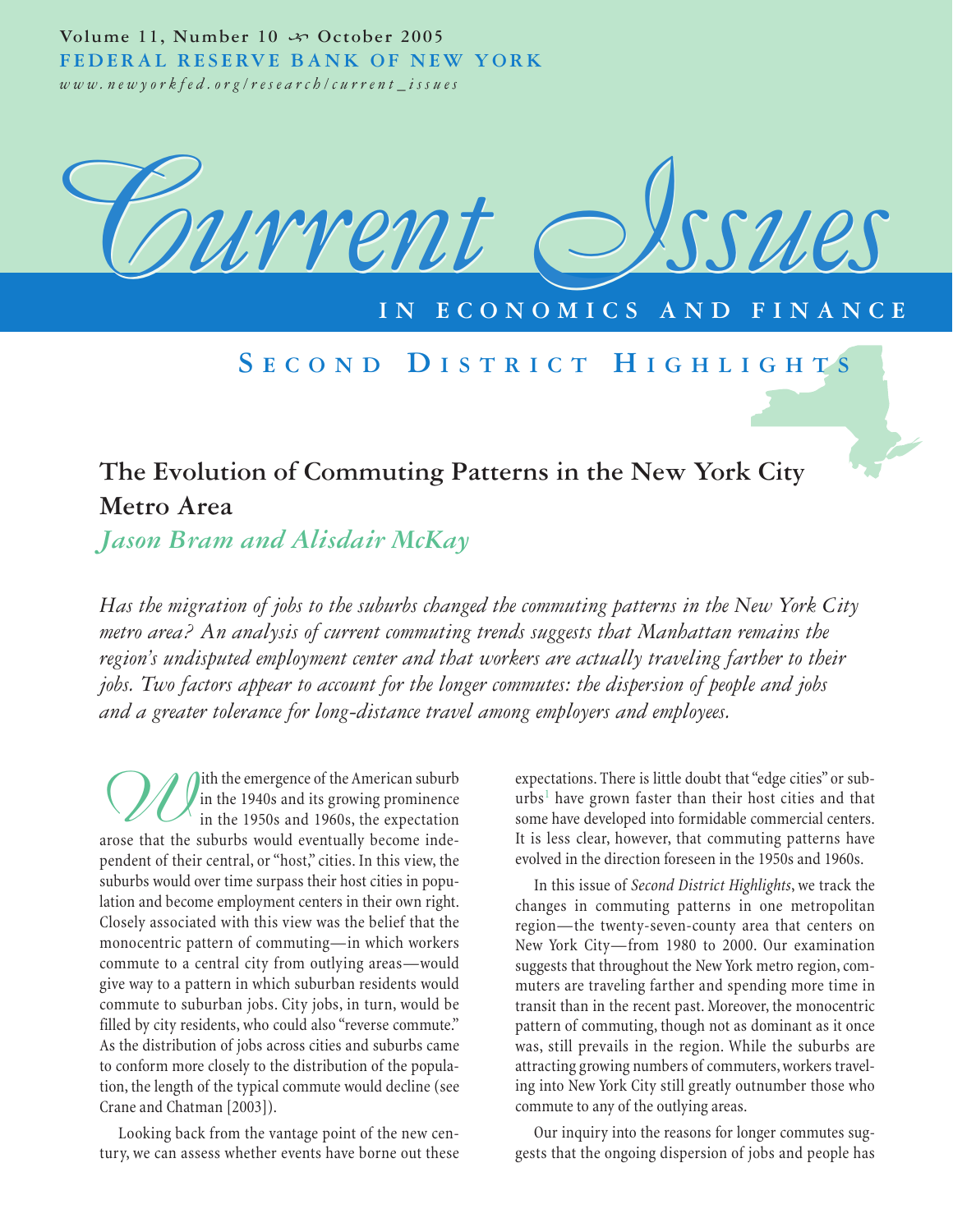Volume 11, Number 10 ✑ October 2005
FEDERAL RESERVE BANK OF NEW YORK
*www.newyorkfed.org/research/current_issues*

# Current Issues

IN ECONOMICS AND FINANCE

## SECOND DISTRICT HIGHLIGHTS

# The Evolution of Commuting Patterns in the New York City Metro Area

*Jason Bram and Alisdair McKay*

*Has the migration of jobs to the suburbs changed the commuting patterns in the New York City metro area? An analysis of current commuting trends suggests that Manhattan remains the region's undisputed employment center and that workers are actually traveling farther to their jobs. Two factors appear to account for the longer commutes: the dispersion of people and jobs and a greater tolerance for long-distance travel among employers and employees.*

With the emergence of the American suburb in the 1940s and its growing prominence in the 1950s and 1960s, the expectation arose that the suburbs would eventually become independent of their central, or "host," cities. In this view, the suburbs would over time surpass their host cities in population and become employment centers in their own right. Closely associated with this view was the belief that the monocentric pattern of commuting—in which workers commute to a central city from outlying areas—would give way to a pattern in which suburban residents would commute to suburban jobs. City jobs, in turn, would be filled by city residents, who could also "reverse commute." As the distribution of jobs across cities and suburbs came to conform more closely to the distribution of the population, the length of the typical commute would decline (see Crane and Chatman [2003]).

Looking back from the vantage point of the new century, we can assess whether events have borne out these expectations. There is little doubt that "edge cities" or suburbs[1] have grown faster than their host cities and that some have developed into formidable commercial centers. It is less clear, however, that commuting patterns have evolved in the direction foreseen in the 1950s and 1960s.

In this issue of *Second District Highlights*, we track the changes in commuting patterns in one metropolitan region—the twenty-seven-county area that centers on New York City—from 1980 to 2000. Our examination suggests that throughout the New York metro region, commuters are traveling farther and spending more time in transit than in the recent past. Moreover, the monocentric pattern of commuting, though not as dominant as it once was, still prevails in the region. While the suburbs are attracting growing numbers of commuters, workers traveling into New York City still greatly outnumber those who commute to any of the outlying areas.

Our inquiry into the reasons for longer commutes suggests that the ongoing dispersion of jobs and people has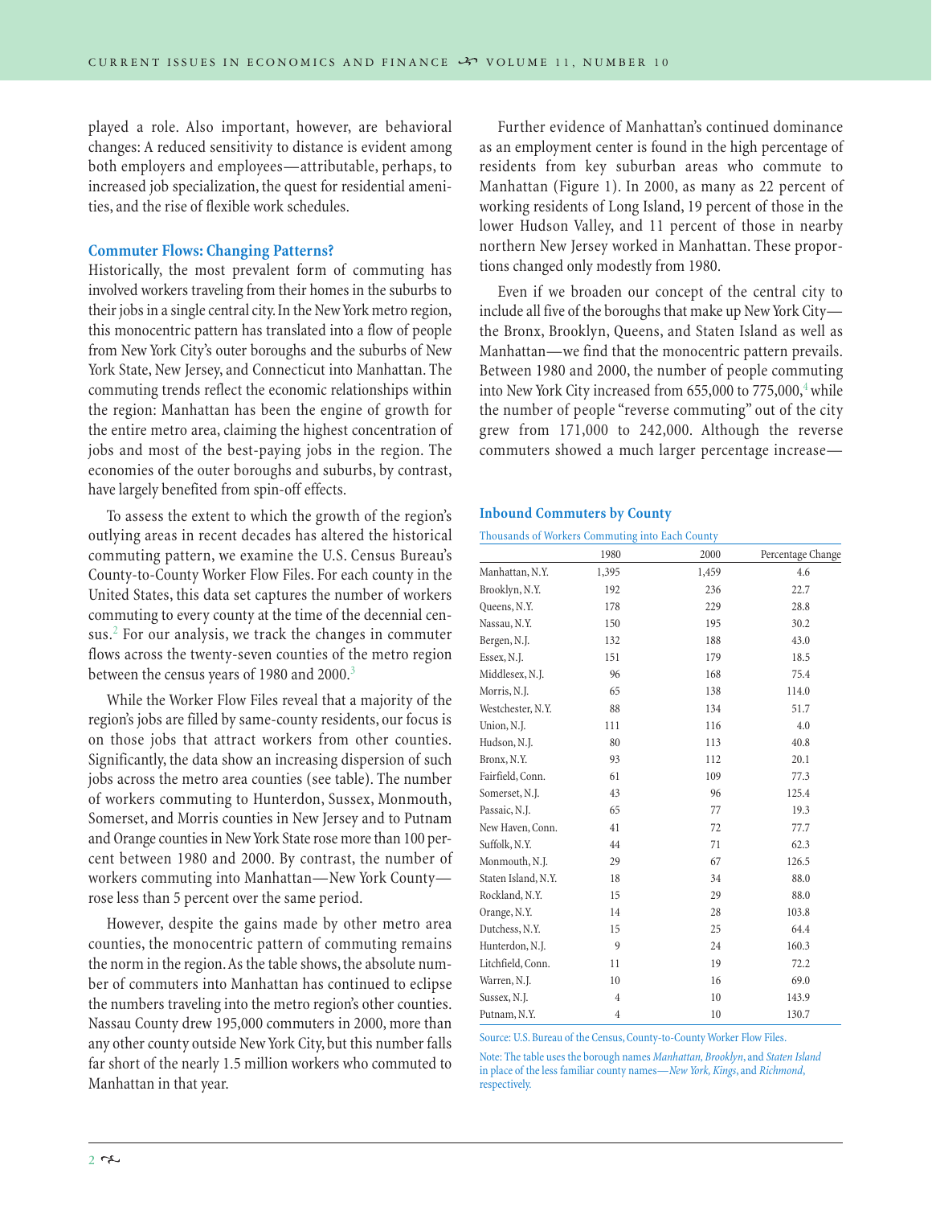played a role. Also important, however, are behavioral changes: A reduced sensitivity to distance is evident among both employers and employees—attributable, perhaps, to increased job specialization, the quest for residential amenities, and the rise of flexible work schedules.

### Commuter Flows: Changing Patterns?

Historically, the most prevalent form of commuting has involved workers traveling from their homes in the suburbs to their jobs in a single central city. In the New York metro region, this monocentric pattern has translated into a flow of people from New York City's outer boroughs and the suburbs of New York State, New Jersey, and Connecticut into Manhattan. The commuting trends reflect the economic relationships within the region: Manhattan has been the engine of growth for the entire metro area, claiming the highest concentration of jobs and most of the best-paying jobs in the region. The economies of the outer boroughs and suburbs, by contrast, have largely benefited from spin-off effects.

To assess the extent to which the growth of the region's outlying areas in recent decades has altered the historical commuting pattern, we examine the U.S. Census Bureau's County-to-County Worker Flow Files. For each county in the United States, this data set captures the number of workers commuting to every county at the time of the decennial census.[2] For our analysis, we track the changes in commuter flows across the twenty-seven counties of the metro region between the census years of 1980 and 2000.[3]

While the Worker Flow Files reveal that a majority of the region's jobs are filled by same-county residents, our focus is on those jobs that attract workers from other counties. Significantly, the data show an increasing dispersion of such jobs across the metro area counties (see table). The number of workers commuting to Hunterdon, Sussex, Monmouth, Somerset, and Morris counties in New Jersey and to Putnam and Orange counties in New York State rose more than 100 percent between 1980 and 2000. By contrast, the number of workers commuting into Manhattan—New York County—rose less than 5 percent over the same period.

However, despite the gains made by other metro area counties, the monocentric pattern of commuting remains the norm in the region. As the table shows, the absolute number of commuters into Manhattan has continued to eclipse the numbers traveling into the metro region's other counties. Nassau County drew 195,000 commuters in 2000, more than any other county outside New York City, but this number falls far short of the nearly 1.5 million workers who commuted to Manhattan in that year.

Further evidence of Manhattan's continued dominance as an employment center is found in the high percentage of residents from key suburban areas who commute to Manhattan (Figure 1). In 2000, as many as 22 percent of working residents of Long Island, 19 percent of those in the lower Hudson Valley, and 11 percent of those in nearby northern New Jersey worked in Manhattan. These proportions changed only modestly from 1980.

Even if we broaden our concept of the central city to include all five of the boroughs that make up New York City—the Bronx, Brooklyn, Queens, and Staten Island as well as Manhattan—we find that the monocentric pattern prevails. Between 1980 and 2000, the number of people commuting into New York City increased from 655,000 to 775,000,[4] while the number of people "reverse commuting" out of the city grew from 171,000 to 242,000. Although the reverse commuters showed a much larger percentage increase—

**Inbound Commuters by County**

Thousands of Workers Commuting into Each County

| | 1980 | 2000 | Percentage Change |
|---|---|---|---|
| Manhattan, N.Y. | 1,395 | 1,459 | 4.6 |
| Brooklyn, N.Y. | 192 | 236 | 22.7 |
| Queens, N.Y. | 178 | 229 | 28.8 |
| Nassau, N.Y. | 150 | 195 | 30.2 |
| Bergen, N.J. | 132 | 188 | 43.0 |
| Essex, N.J. | 151 | 179 | 18.5 |
| Middlesex, N.J. | 96 | 168 | 75.4 |
| Morris, N.J. | 65 | 138 | 114.0 |
| Westchester, N.Y. | 88 | 134 | 51.7 |
| Union, N.J. | 111 | 116 | 4.0 |
| Hudson, N.J. | 80 | 113 | 40.8 |
| Bronx, N.Y. | 93 | 112 | 20.1 |
| Fairfield, Conn. | 61 | 109 | 77.3 |
| Somerset, N.J. | 43 | 96 | 125.4 |
| Passaic, N.J. | 65 | 77 | 19.3 |
| New Haven, Conn. | 41 | 72 | 77.7 |
| Suffolk, N.Y. | 44 | 71 | 62.3 |
| Monmouth, N.J. | 29 | 67 | 126.5 |
| Staten Island, N.Y. | 18 | 34 | 88.0 |
| Rockland, N.Y. | 15 | 29 | 88.0 |
| Orange, N.Y. | 14 | 28 | 103.8 |
| Dutchess, N.Y. | 15 | 25 | 64.4 |
| Hunterdon, N.J. | 9 | 24 | 160.3 |
| Litchfield, Conn. | 11 | 19 | 72.2 |
| Warren, N.J. | 10 | 16 | 69.0 |
| Sussex, N.J. | 4 | 10 | 143.9 |
| Putnam, N.Y. | 4 | 10 | 130.7 |

Source: U.S. Bureau of the Census, County-to-County Worker Flow Files.

Note: The table uses the borough names *Manhattan, Brooklyn*, and *Staten Island* in place of the less familiar county names—*New York, Kings*, and *Richmond*, respectively.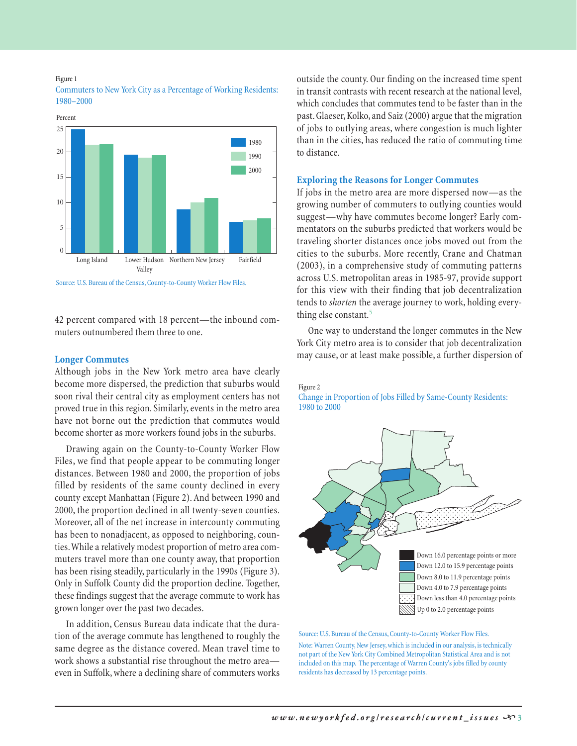Figure 1

Commuters to New York City as a Percentage of Working Residents: 1980–2000

Source: U.S. Bureau of the Census, County-to-County Worker Flow Files.

42 percent compared with 18 percent—the inbound commuters outnumbered them three to one.

## Longer Commutes

Although jobs in the New York metro area have clearly become more dispersed, the prediction that suburbs would soon rival their central city as employment centers has not proved true in this region. Similarly, events in the metro area have not borne out the prediction that commutes would become shorter as more workers found jobs in the suburbs.

Drawing again on the County-to-County Worker Flow Files, we find that people appear to be commuting longer distances. Between 1980 and 2000, the proportion of jobs filled by residents of the same county declined in every county except Manhattan (Figure 2). And between 1990 and 2000, the proportion declined in all twenty-seven counties. Moreover, all of the net increase in intercounty commuting has been to nonadjacent, as opposed to neighboring, counties. While a relatively modest proportion of metro area commuters travel more than one county away, that proportion has been rising steadily, particularly in the 1990s (Figure 3). Only in Suffolk County did the proportion decline. Together, these findings suggest that the average commute to work has grown longer over the past two decades.

In addition, Census Bureau data indicate that the duration of the average commute has lengthened to roughly the same degree as the distance covered. Mean travel time to work shows a substantial rise throughout the metro area—even in Suffolk, where a declining share of commuters works outside the county. Our finding on the increased time spent in transit contrasts with recent research at the national level, which concludes that commutes tend to be faster than in the past. Glaeser, Kolko, and Saiz (2000) argue that the migration of jobs to outlying areas, where congestion is much lighter than in the cities, has reduced the ratio of commuting time to distance.

## Exploring the Reasons for Longer Commutes

If jobs in the metro area are more dispersed now—as the growing number of commuters to outlying counties would suggest—why have commutes become longer? Early commentators on the suburbs predicted that workers would be traveling shorter distances once jobs moved out from the cities to the suburbs. More recently, Crane and Chatman (2003), in a comprehensive study of commuting patterns across U.S. metropolitan areas in 1985-97, provide support for this view with their finding that job decentralization tends to *shorten* the average journey to work, holding everything else constant.[5]

One way to understand the longer commutes in the New York City metro area is to consider that job decentralization may cause, or at least make possible, a further dispersion of

Figure 2

Change in Proportion of Jobs Filled by Same-County Residents: 1980 to 2000

Source: U.S. Bureau of the Census, County-to-County Worker Flow Files.

Note: Warren County, New Jersey, which is included in our analysis, is technically not part of the New York City Combined Metropolitan Statistical Area and is not included on this map. The percentage of Warren County's jobs filled by county residents has decreased by 13 percentage points.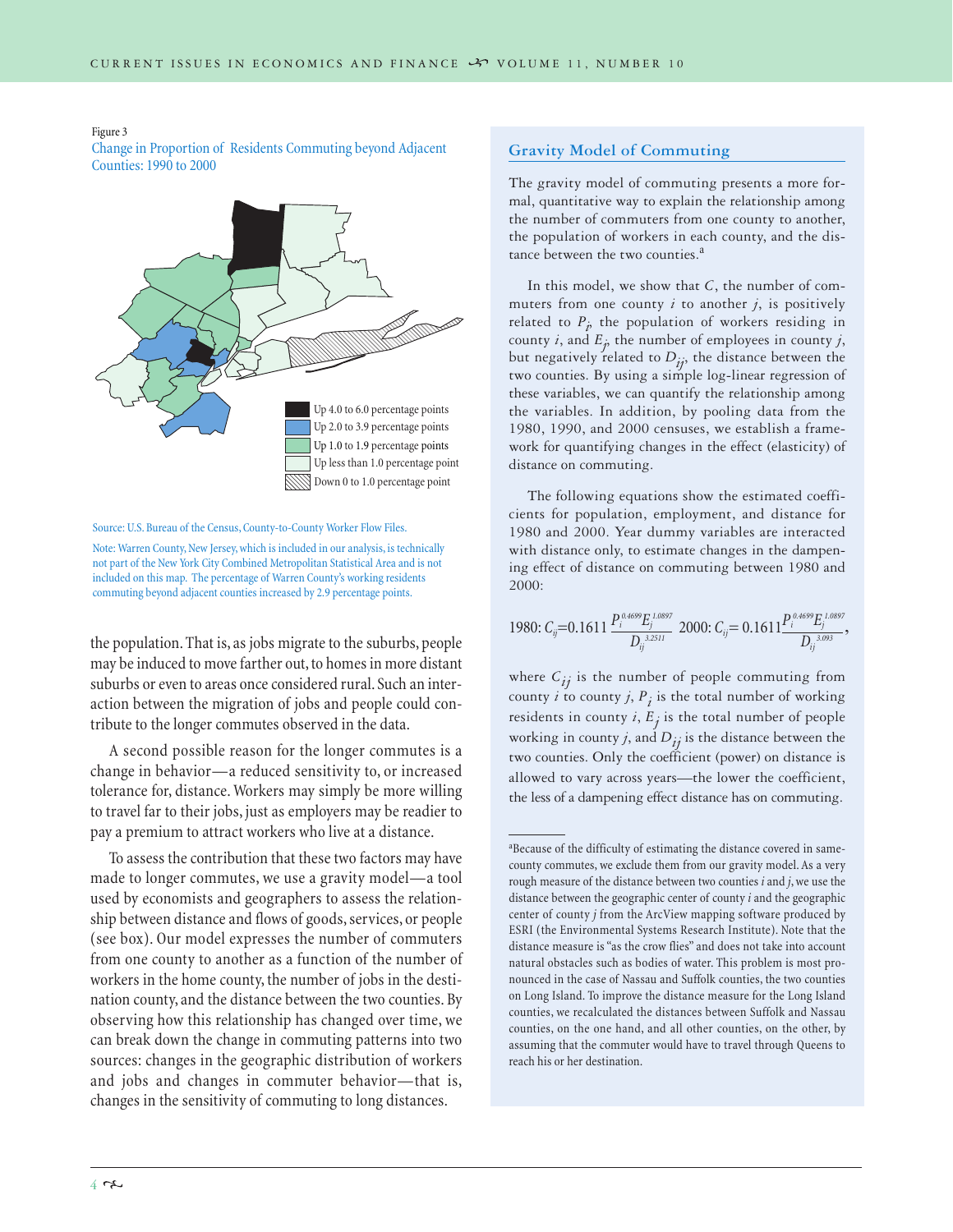Figure 3

Change in Proportion of Residents Commuting beyond Adjacent Counties: 1990 to 2000

- Up 4.0 to 6.0 percentage points
- Up 2.0 to 3.9 percentage points
- Up 1.0 to 1.9 percentage points
- Up less than 1.0 percentage point
- Down 0 to 1.0 percentage point

Source: U.S. Bureau of the Census, County-to-County Worker Flow Files.

Note: Warren County, New Jersey, which is included in our analysis, is technically not part of the New York City Combined Metropolitan Statistical Area and is not included on this map. The percentage of Warren County's working residents commuting beyond adjacent counties increased by 2.9 percentage points.

the population. That is, as jobs migrate to the suburbs, people may be induced to move farther out, to homes in more distant suburbs or even to areas once considered rural. Such an interaction between the migration of jobs and people could contribute to the longer commutes observed in the data.

A second possible reason for the longer commutes is a change in behavior—a reduced sensitivity to, or increased tolerance for, distance. Workers may simply be more willing to travel far to their jobs, just as employers may be readier to pay a premium to attract workers who live at a distance.

To assess the contribution that these two factors may have made to longer commutes, we use a gravity model—a tool used by economists and geographers to assess the relationship between distance and flows of goods, services, or people (see box). Our model expresses the number of commuters from one county to another as a function of the number of workers in the home county, the number of jobs in the destination county, and the distance between the two counties. By observing how this relationship has changed over time, we can break down the change in commuting patterns into two sources: changes in the geographic distribution of workers and jobs and changes in commuter behavior—that is, changes in the sensitivity of commuting to long distances.

## Gravity Model of Commuting

The gravity model of commuting presents a more formal, quantitative way to explain the relationship among the number of commuters from one county to another, the population of workers in each county, and the distance between the two counties.[a]

In this model, we show that $C$, the number of commuters from one county $i$ to another $j$, is positively related to $P_i$, the population of workers residing in county $i$, and $E_j$, the number of employees in county $j$, but negatively related to $D_{ij}$, the distance between the two counties. By using a simple log-linear regression of these variables, we can quantify the relationship among the variables. In addition, by pooling data from the 1980, 1990, and 2000 censuses, we establish a framework for quantifying changes in the effect (elasticity) of distance on commuting.

The following equations show the estimated coefficients for population, employment, and distance for 1980 and 2000. Year dummy variables are interacted with distance only, to estimate changes in the dampening effect of distance on commuting between 1980 and 2000:

$$\text{1980: } C_{ij} = 0.1611\,\frac{P_i^{0.4699} E_j^{1.0897}}{D_{ij}^{3.2511}} \quad \text{2000: } C_{ij} = 0.1611\,\frac{P_i^{0.4699} E_j^{1.0897}}{D_{ij}^{3.093}},$$

where $C_{ij}$ is the number of people commuting from county $i$ to county $j$, $P_i$ is the total number of working residents in county $i$, $E_j$ is the total number of people working in county $j$, and $D_{ij}$ is the distance between the two counties. Only the coefficient (power) on distance is allowed to vary across years—the lower the coefficient, the less of a dampening effect distance has on commuting.

[a]Because of the difficulty of estimating the distance covered in same-county commutes, we exclude them from our gravity model. As a very rough measure of the distance between two counties $i$ and $j$, we use the distance between the geographic center of county $i$ and the geographic center of county $j$ from the ArcView mapping software produced by ESRI (the Environmental Systems Research Institute). Note that the distance measure is "as the crow flies" and does not take into account natural obstacles such as bodies of water. This problem is most pronounced in the case of Nassau and Suffolk counties, the two counties on Long Island. To improve the distance measure for the Long Island counties, we recalculated the distances between Suffolk and Nassau counties, on the one hand, and all other counties, on the other, by assuming that the commuter would have to travel through Queens to reach his or her destination.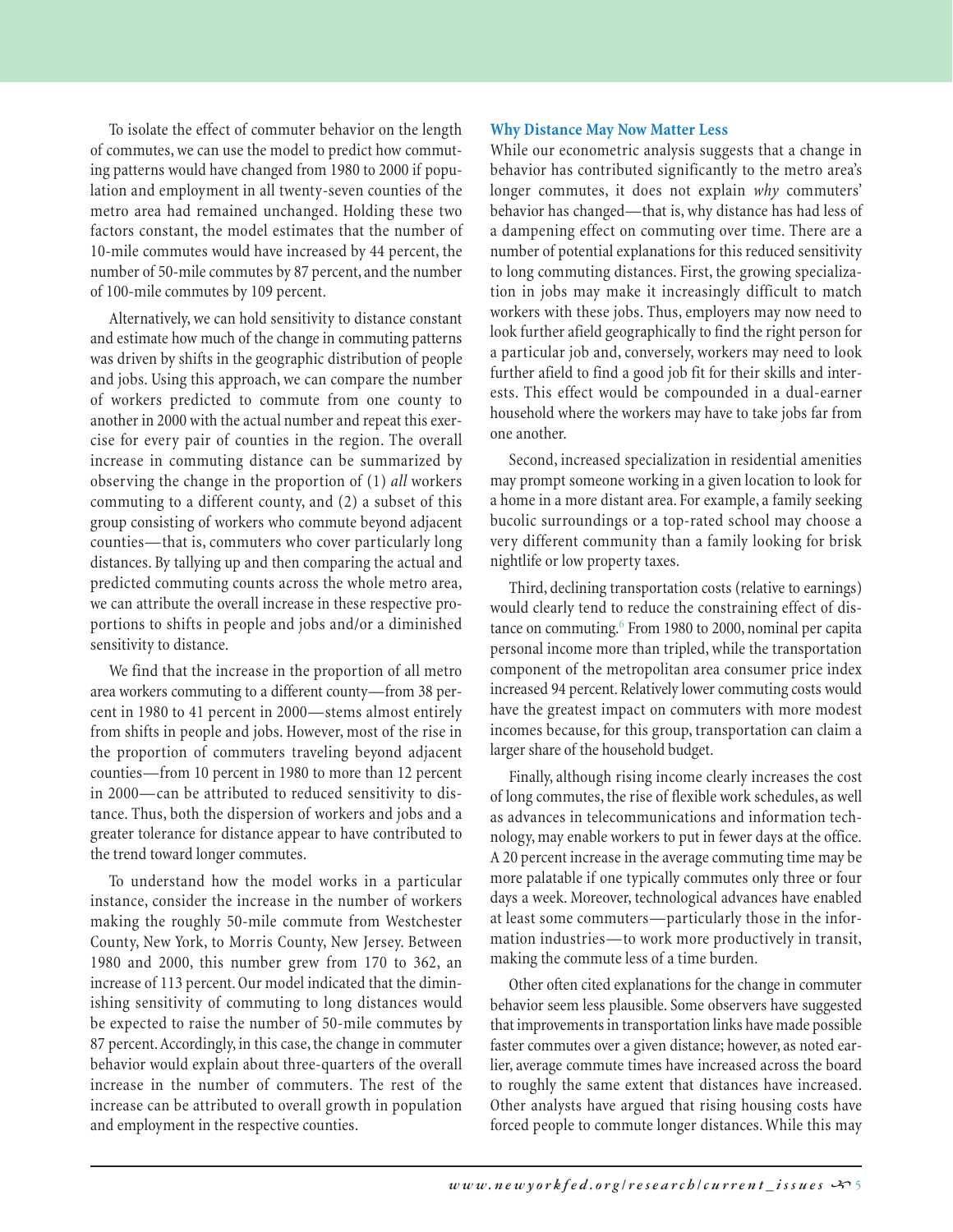To isolate the effect of commuter behavior on the length of commutes, we can use the model to predict how commuting patterns would have changed from 1980 to 2000 if population and employment in all twenty-seven counties of the metro area had remained unchanged. Holding these two factors constant, the model estimates that the number of 10-mile commutes would have increased by 44 percent, the number of 50-mile commutes by 87 percent, and the number of 100-mile commutes by 109 percent.

Alternatively, we can hold sensitivity to distance constant and estimate how much of the change in commuting patterns was driven by shifts in the geographic distribution of people and jobs. Using this approach, we can compare the number of workers predicted to commute from one county to another in 2000 with the actual number and repeat this exercise for every pair of counties in the region. The overall increase in commuting distance can be summarized by observing the change in the proportion of (1) *all* workers commuting to a different county, and (2) a subset of this group consisting of workers who commute beyond adjacent counties—that is, commuters who cover particularly long distances. By tallying up and then comparing the actual and predicted commuting counts across the whole metro area, we can attribute the overall increase in these respective proportions to shifts in people and jobs and/or a diminished sensitivity to distance.

We find that the increase in the proportion of all metro area workers commuting to a different county—from 38 percent in 1980 to 41 percent in 2000—stems almost entirely from shifts in people and jobs. However, most of the rise in the proportion of commuters traveling beyond adjacent counties—from 10 percent in 1980 to more than 12 percent in 2000—can be attributed to reduced sensitivity to distance. Thus, both the dispersion of workers and jobs and a greater tolerance for distance appear to have contributed to the trend toward longer commutes.

To understand how the model works in a particular instance, consider the increase in the number of workers making the roughly 50-mile commute from Westchester County, New York, to Morris County, New Jersey. Between 1980 and 2000, this number grew from 170 to 362, an increase of 113 percent. Our model indicated that the diminishing sensitivity of commuting to long distances would be expected to raise the number of 50-mile commutes by 87 percent. Accordingly, in this case, the change in commuter behavior would explain about three-quarters of the overall increase in the number of commuters. The rest of the increase can be attributed to overall growth in population and employment in the respective counties.

### Why Distance May Now Matter Less

While our econometric analysis suggests that a change in behavior has contributed significantly to the metro area's longer commutes, it does not explain *why* commuters' behavior has changed—that is, why distance has had less of a dampening effect on commuting over time. There are a number of potential explanations for this reduced sensitivity to long commuting distances. First, the growing specialization in jobs may make it increasingly difficult to match workers with these jobs. Thus, employers may now need to look further afield geographically to find the right person for a particular job and, conversely, workers may need to look further afield to find a good job fit for their skills and interests. This effect would be compounded in a dual-earner household where the workers may have to take jobs far from one another.

Second, increased specialization in residential amenities may prompt someone working in a given location to look for a home in a more distant area. For example, a family seeking bucolic surroundings or a top-rated school may choose a very different community than a family looking for brisk nightlife or low property taxes.

Third, declining transportation costs (relative to earnings) would clearly tend to reduce the constraining effect of distance on commuting.[6] From 1980 to 2000, nominal per capita personal income more than tripled, while the transportation component of the metropolitan area consumer price index increased 94 percent. Relatively lower commuting costs would have the greatest impact on commuters with more modest incomes because, for this group, transportation can claim a larger share of the household budget.

Finally, although rising income clearly increases the cost of long commutes, the rise of flexible work schedules, as well as advances in telecommunications and information technology, may enable workers to put in fewer days at the office. A 20 percent increase in the average commuting time may be more palatable if one typically commutes only three or four days a week. Moreover, technological advances have enabled at least some commuters—particularly those in the information industries—to work more productively in transit, making the commute less of a time burden.

Other often cited explanations for the change in commuter behavior seem less plausible. Some observers have suggested that improvements in transportation links have made possible faster commutes over a given distance; however, as noted earlier, average commute times have increased across the board to roughly the same extent that distances have increased. Other analysts have argued that rising housing costs have forced people to commute longer distances. While this may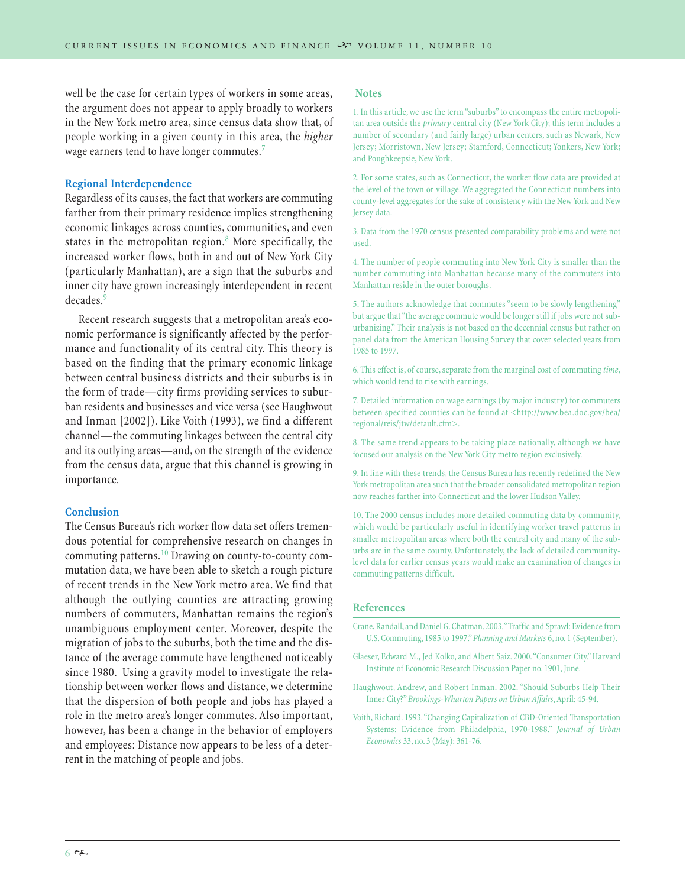well be the case for certain types of workers in some areas, the argument does not appear to apply broadly to workers in the New York metro area, since census data show that, of people working in a given county in this area, the *higher* wage earners tend to have longer commutes.[7]

### Regional Interdependence

Regardless of its causes, the fact that workers are commuting farther from their primary residence implies strengthening economic linkages across counties, communities, and even states in the metropolitan region.[8] More specifically, the increased worker flows, both in and out of New York City (particularly Manhattan), are a sign that the suburbs and inner city have grown increasingly interdependent in recent decades.[9]

Recent research suggests that a metropolitan area's economic performance is significantly affected by the performance and functionality of its central city. This theory is based on the finding that the primary economic linkage between central business districts and their suburbs is in the form of trade—city firms providing services to suburban residents and businesses and vice versa (see Haughwout and Inman [2002]). Like Voith (1993), we find a different channel—the commuting linkages between the central city and its outlying areas—and, on the strength of the evidence from the census data, argue that this channel is growing in importance.

### Conclusion

The Census Bureau's rich worker flow data set offers tremendous potential for comprehensive research on changes in commuting patterns.[10] Drawing on county-to-county commutation data, we have been able to sketch a rough picture of recent trends in the New York metro area. We find that although the outlying counties are attracting growing numbers of commuters, Manhattan remains the region's unambiguous employment center. Moreover, despite the migration of jobs to the suburbs, both the time and the distance of the average commute have lengthened noticeably since 1980. Using a gravity model to investigate the relationship between worker flows and distance, we determine that the dispersion of both people and jobs has played a role in the metro area's longer commutes. Also important, however, has been a change in the behavior of employers and employees: Distance now appears to be less of a deterrent in the matching of people and jobs.

### Notes

1. In this article, we use the term "suburbs" to encompass the entire metropolitan area outside the *primary* central city (New York City); this term includes a number of secondary (and fairly large) urban centers, such as Newark, New Jersey; Morristown, New Jersey; Stamford, Connecticut; Yonkers, New York; and Poughkeepsie, New York.

2. For some states, such as Connecticut, the worker flow data are provided at the level of the town or village. We aggregated the Connecticut numbers into county-level aggregates for the sake of consistency with the New York and New Jersey data.

3. Data from the 1970 census presented comparability problems and were not used.

4. The number of people commuting into New York City is smaller than the number commuting into Manhattan because many of the commuters into Manhattan reside in the outer boroughs.

5. The authors acknowledge that commutes "seem to be slowly lengthening" but argue that "the average commute would be longer still if jobs were not suburbanizing." Their analysis is not based on the decennial census but rather on panel data from the American Housing Survey that cover selected years from 1985 to 1997.

6. This effect is, of course, separate from the marginal cost of commuting *time*, which would tend to rise with earnings.

7. Detailed information on wage earnings (by major industry) for commuters between specified counties can be found at <http://www.bea.doc.gov/bea/regional/reis/jtw/default.cfm>.

8. The same trend appears to be taking place nationally, although we have focused our analysis on the New York City metro region exclusively.

9. In line with these trends, the Census Bureau has recently redefined the New York metropolitan area such that the broader consolidated metropolitan region now reaches farther into Connecticut and the lower Hudson Valley.

10. The 2000 census includes more detailed commuting data by community, which would be particularly useful in identifying worker travel patterns in smaller metropolitan areas where both the central city and many of the suburbs are in the same county. Unfortunately, the lack of detailed community-level data for earlier census years would make an examination of changes in commuting patterns difficult.

### References

Crane, Randall, and Daniel G. Chatman. 2003. "Traffic and Sprawl: Evidence from U.S. Commuting, 1985 to 1997." *Planning and Markets* 6, no. 1 (September).

Glaeser, Edward M., Jed Kolko, and Albert Saiz. 2000. "Consumer City." Harvard Institute of Economic Research Discussion Paper no. 1901, June.

Haughwout, Andrew, and Robert Inman. 2002. "Should Suburbs Help Their Inner City?" *Brookings-Wharton Papers on Urban Affairs*, April: 45-94.

Voith, Richard. 1993. "Changing Capitalization of CBD-Oriented Transportation Systems: Evidence from Philadelphia, 1970-1988." *Journal of Urban Economics* 33, no. 3 (May): 361-76.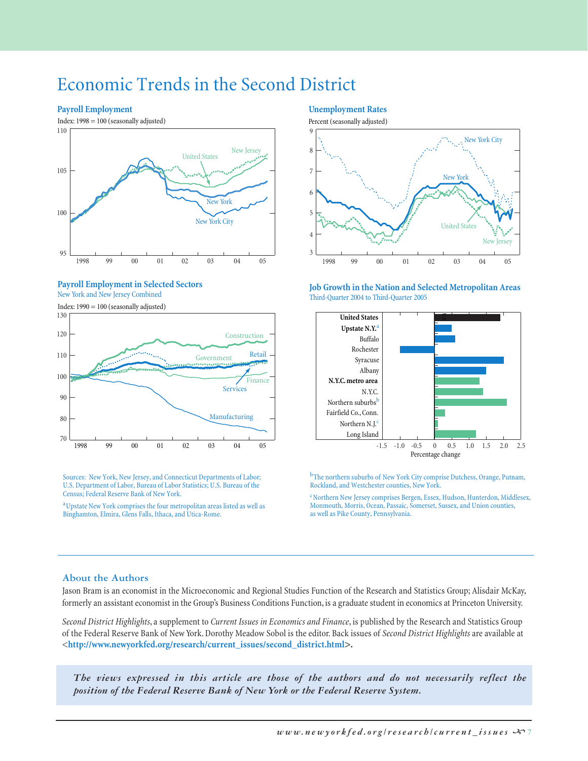# Economic Trends in the Second District

### Payroll Employment

Index: 1998 = 100 (seasonally adjusted)

110
105
100
95

1998 99 00 01 02 03 04 05

United States
New Jersey
New York
New York City

### Unemployment Rates

Percent (seasonally adjusted)

9
8
7
6
5
4
3

1998 99 00 01 02 03 04 05

New York City
New York
United States
New Jersey

### Payroll Employment in Selected Sectors

New York and New Jersey Combined

Index: 1990 = 100 (seasonally adjusted)

130
120
110
100
90
80
70

1998 99 00 01 02 03 04 05

Construction
Government
Retail
Finance
Services
Manufacturing

### Job Growth in the Nation and Selected Metropolitan Areas

Third-Quarter 2004 to Third-Quarter 2005

**United States**
**Upstate N.Y.**[a]
Buffalo
Rochester
Syracuse
Albany
**N.Y.C. metro area**
N.Y.C.
Northern suburbs[b]
Fairfield Co., Conn.
Northern N.J.[c]
Long Island

-1.5 -1.0 -0.5 0 0.5 1.0 1.5 2.0 2.5

Percentage change

Sources: New York, New Jersey, and Connecticut Departments of Labor; U.S. Department of Labor, Bureau of Labor Statistics; U.S. Bureau of the Census; Federal Reserve Bank of New York.

[a] Upstate New York comprises the four metropolitan areas listed as well as Binghamton, Elmira, Glens Falls, Ithaca, and Utica-Rome.

[b] The northern suburbs of New York City comprise Dutchess, Orange, Putnam, Rockland, and Westchester counties, New York.

[c] Northern New Jersey comprises Bergen, Essex, Hudson, Hunterdon, Middlesex, Monmouth, Morris, Ocean, Passaic, Somerset, Sussex, and Union counties, as well as Pike County, Pennsylvania.

---

## About the Authors

Jason Bram is an economist in the Microeconomic and Regional Studies Function of the Research and Statistics Group; Alisdair McKay, formerly an assistant economist in the Group's Business Conditions Function, is a graduate student in economics at Princeton University.

*Second District Highlights*, a supplement to *Current Issues in Economics and Finance*, is published by the Research and Statistics Group of the Federal Reserve Bank of New York. Dorothy Meadow Sobol is the editor. Back issues of *Second District Highlights* are available at <**http://www.newyorkfed.org/research/current_issues/second_district.html**>.

***The views expressed in this article are those of the authors and do not necessarily reflect the position of the Federal Reserve Bank of New York or the Federal Reserve System.***